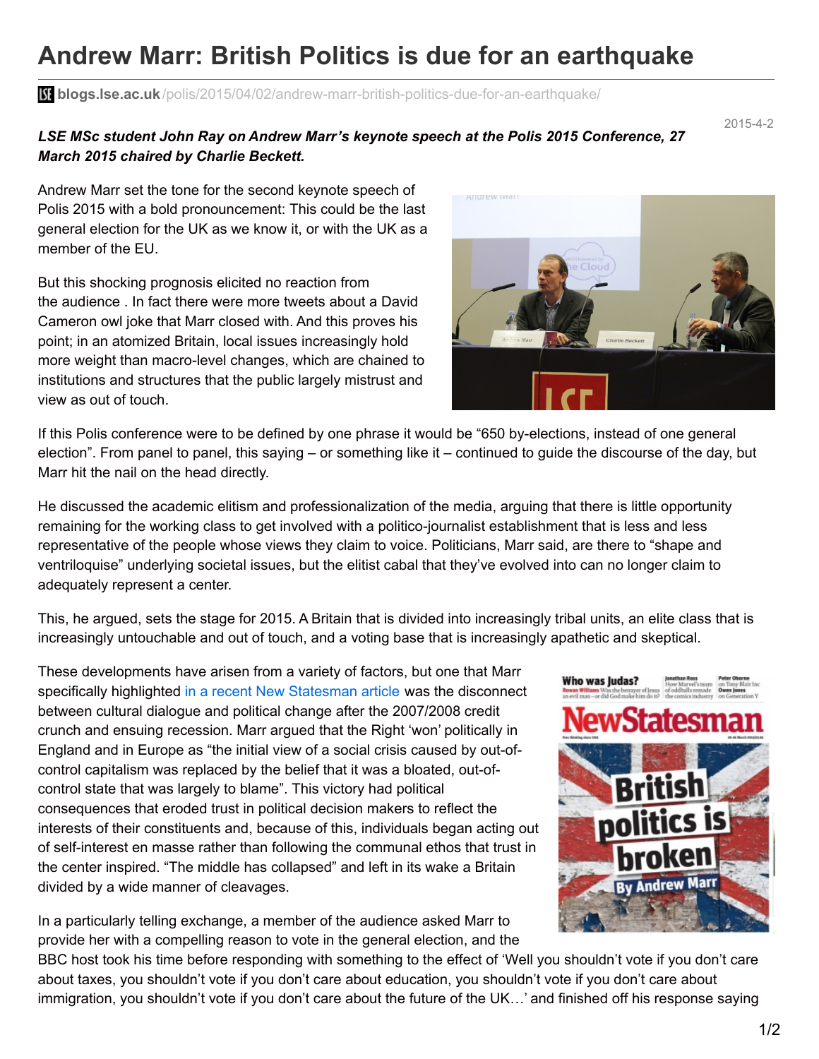# Andrew Marr: British Politics is due for an earthquake

blogs.lse.ac.uk/polis/2015/04/02/andrew-marr-british-politics-due-for-an-earthquake/

2015-4-2

***LSE MSc student John Ray on Andrew Marr's keynote speech at the Polis 2015 Conference, 27 March 2015 chaired by Charlie Beckett.***

Andrew Marr set the tone for the second keynote speech of Polis 2015 with a bold pronouncement: This could be the last general election for the UK as we know it, or with the UK as a member of the EU.

But this shocking prognosis elicited no reaction from the audience . In fact there were more tweets about a David Cameron owl joke that Marr closed with. And this proves his point; in an atomized Britain, local issues increasingly hold more weight than macro-level changes, which are chained to institutions and structures that the public largely mistrust and view as out of touch.

If this Polis conference were to be defined by one phrase it would be "650 by-elections, instead of one general election". From panel to panel, this saying – or something like it – continued to guide the discourse of the day, but Marr hit the nail on the head directly.

He discussed the academic elitism and professionalization of the media, arguing that there is little opportunity remaining for the working class to get involved with a politico-journalist establishment that is less and less representative of the people whose views they claim to voice. Politicians, Marr said, are there to "shape and ventriloquise" underlying societal issues, but the elitist cabal that they've evolved into can no longer claim to adequately represent a center.

This, he argued, sets the stage for 2015. A Britain that is divided into increasingly tribal units, an elite class that is increasingly untouchable and out of touch, and a voting base that is increasingly apathetic and skeptical.

These developments have arisen from a variety of factors, but one that Marr specifically highlighted in a recent New Statesman article was the disconnect between cultural dialogue and political change after the 2007/2008 credit crunch and ensuing recession. Marr argued that the Right 'won' politically in England and in Europe as "the initial view of a social crisis caused by out-of-control capitalism was replaced by the belief that it was a bloated, out-of-control state that was largely to blame". This victory had political consequences that eroded trust in political decision makers to reflect the interests of their constituents and, because of this, individuals began acting out of self-interest en masse rather than following the communal ethos that trust in the center inspired. "The middle has collapsed" and left in its wake a Britain divided by a wide manner of cleavages.

In a particularly telling exchange, a member of the audience asked Marr to provide her with a compelling reason to vote in the general election, and the BBC host took his time before responding with something to the effect of 'Well you shouldn't vote if you don't care about taxes, you shouldn't vote if you don't care about education, you shouldn't vote if you don't care about immigration, you shouldn't vote if you don't care about the future of the UK…' and finished off his response saying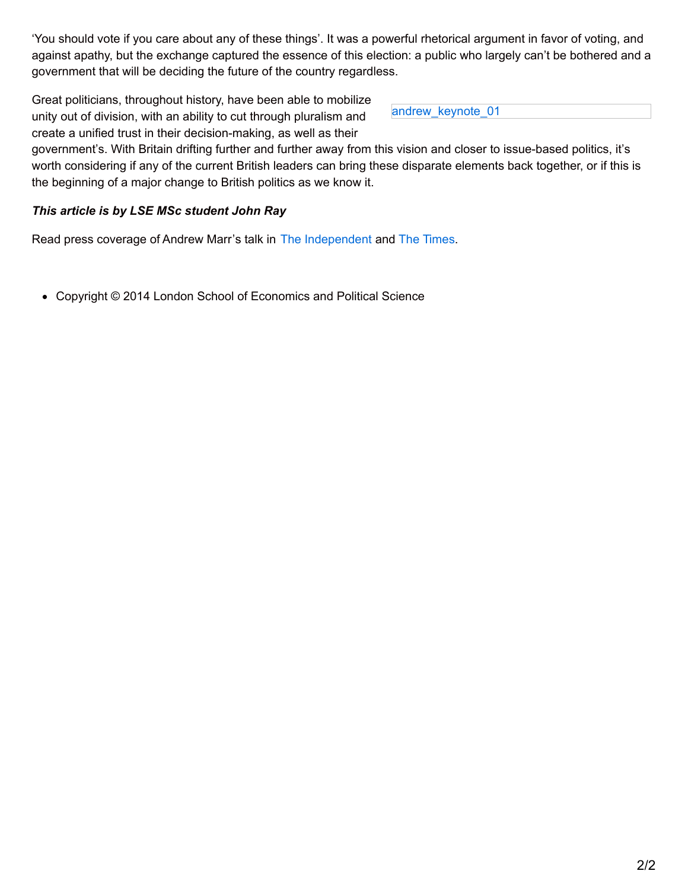'You should vote if you care about any of these things'. It was a powerful rhetorical argument in favor of voting, and against apathy, but the exchange captured the essence of this election: a public who largely can't be bothered and a government that will be deciding the future of the country regardless.

Great politicians, throughout history, have been able to mobilize unity out of division, with an ability to cut through pluralism and create a unified trust in their decision-making, as well as their government's. With Britain drifting further and further away from this vision and closer to issue-based politics, it's worth considering if any of the current British leaders can bring these disparate elements back together, or if this is the beginning of a major change to British politics as we know it.

andrew_keynote_01

***This article is by LSE MSc student John Ray***

Read press coverage of Andrew Marr's talk in The Independent and The Times.

- Copyright © 2014 London School of Economics and Political Science